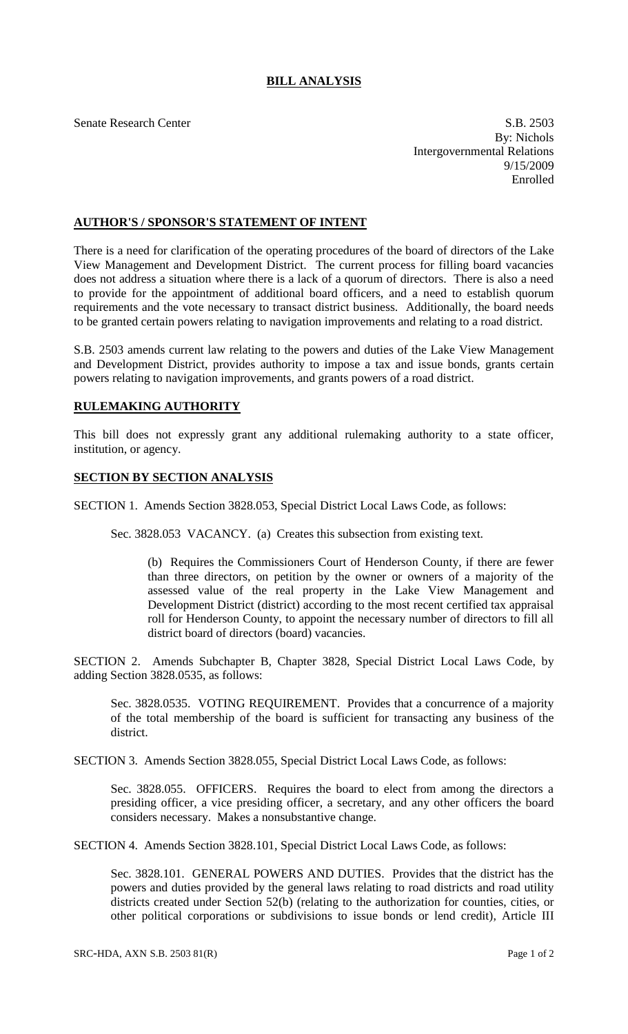# BILL ANALYSIS

Senate Research Center

S.B. 2503
By: Nichols
Intergovernmental Relations
9/15/2009
Enrolled

## AUTHOR'S / SPONSOR'S STATEMENT OF INTENT

There is a need for clarification of the operating procedures of the board of directors of the Lake View Management and Development District. The current process for filling board vacancies does not address a situation where there is a lack of a quorum of directors. There is also a need to provide for the appointment of additional board officers, and a need to establish quorum requirements and the vote necessary to transact district business. Additionally, the board needs to be granted certain powers relating to navigation improvements and relating to a road district.

S.B. 2503 amends current law relating to the powers and duties of the Lake View Management and Development District, provides authority to impose a tax and issue bonds, grants certain powers relating to navigation improvements, and grants powers of a road district.

## RULEMAKING AUTHORITY

This bill does not expressly grant any additional rulemaking authority to a state officer, institution, or agency.

## SECTION BY SECTION ANALYSIS

SECTION 1. Amends Section 3828.053, Special District Local Laws Code, as follows:

Sec. 3828.053 VACANCY. (a) Creates this subsection from existing text.

(b) Requires the Commissioners Court of Henderson County, if there are fewer than three directors, on petition by the owner or owners of a majority of the assessed value of the real property in the Lake View Management and Development District (district) according to the most recent certified tax appraisal roll for Henderson County, to appoint the necessary number of directors to fill all district board of directors (board) vacancies.

SECTION 2. Amends Subchapter B, Chapter 3828, Special District Local Laws Code, by adding Section 3828.0535, as follows:

Sec. 3828.0535. VOTING REQUIREMENT. Provides that a concurrence of a majority of the total membership of the board is sufficient for transacting any business of the district.

SECTION 3. Amends Section 3828.055, Special District Local Laws Code, as follows:

Sec. 3828.055. OFFICERS. Requires the board to elect from among the directors a presiding officer, a vice presiding officer, a secretary, and any other officers the board considers necessary. Makes a nonsubstantive change.

SECTION 4. Amends Section 3828.101, Special District Local Laws Code, as follows:

Sec. 3828.101. GENERAL POWERS AND DUTIES. Provides that the district has the powers and duties provided by the general laws relating to road districts and road utility districts created under Section 52(b) (relating to the authorization for counties, cities, or other political corporations or subdivisions to issue bonds or lend credit), Article III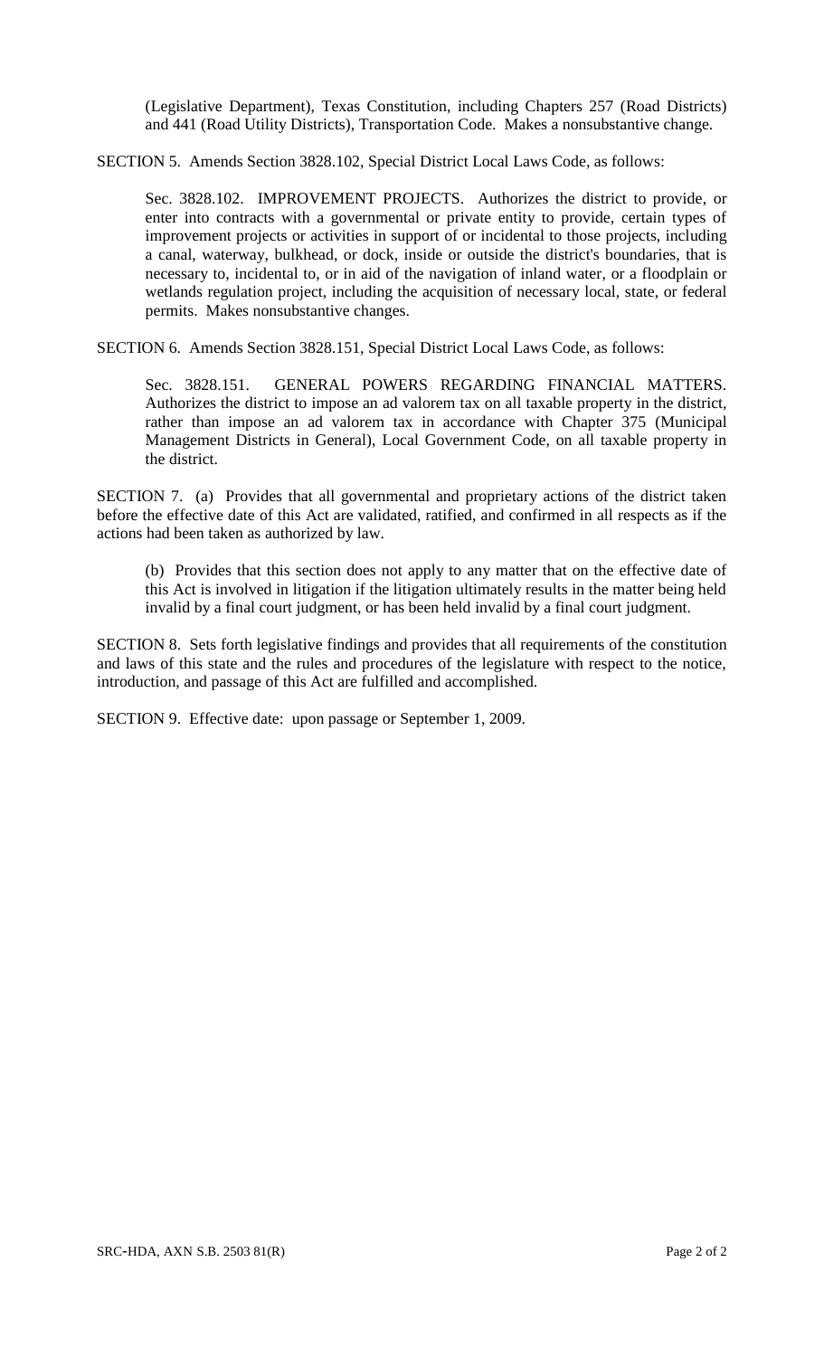(Legislative Department), Texas Constitution, including Chapters 257 (Road Districts) and 441 (Road Utility Districts), Transportation Code. Makes a nonsubstantive change.

SECTION 5. Amends Section 3828.102, Special District Local Laws Code, as follows:

Sec. 3828.102. IMPROVEMENT PROJECTS. Authorizes the district to provide, or enter into contracts with a governmental or private entity to provide, certain types of improvement projects or activities in support of or incidental to those projects, including a canal, waterway, bulkhead, or dock, inside or outside the district's boundaries, that is necessary to, incidental to, or in aid of the navigation of inland water, or a floodplain or wetlands regulation project, including the acquisition of necessary local, state, or federal permits. Makes nonsubstantive changes.

SECTION 6. Amends Section 3828.151, Special District Local Laws Code, as follows:

Sec. 3828.151. GENERAL POWERS REGARDING FINANCIAL MATTERS. Authorizes the district to impose an ad valorem tax on all taxable property in the district, rather than impose an ad valorem tax in accordance with Chapter 375 (Municipal Management Districts in General), Local Government Code, on all taxable property in the district.

SECTION 7. (a) Provides that all governmental and proprietary actions of the district taken before the effective date of this Act are validated, ratified, and confirmed in all respects as if the actions had been taken as authorized by law.

(b) Provides that this section does not apply to any matter that on the effective date of this Act is involved in litigation if the litigation ultimately results in the matter being held invalid by a final court judgment, or has been held invalid by a final court judgment.

SECTION 8. Sets forth legislative findings and provides that all requirements of the constitution and laws of this state and the rules and procedures of the legislature with respect to the notice, introduction, and passage of this Act are fulfilled and accomplished.

SECTION 9. Effective date: upon passage or September 1, 2009.